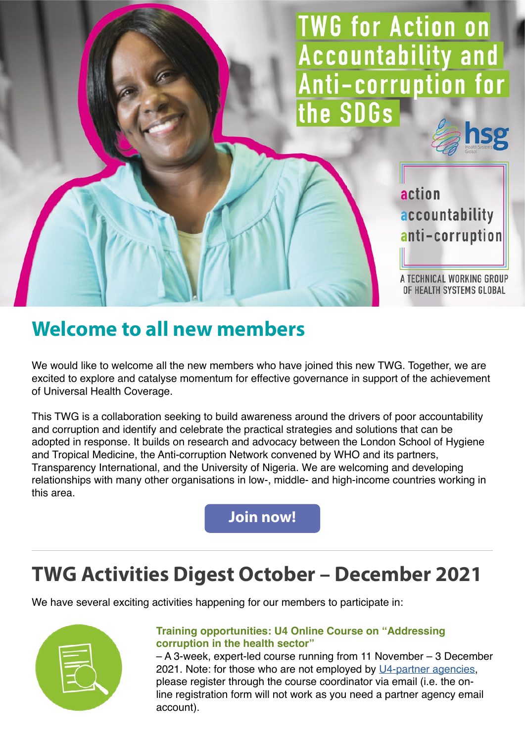# TWG for Action on Accountability and Anti-corruption for the SDGs

action
accountability
anti-corruption

A TECHNICAL WORKING GROUP OF HEALTH SYSTEMS GLOBAL

## Welcome to all new members

We would like to welcome all the new members who have joined this new TWG. Together, we are excited to explore and catalyse momentum for effective governance in support of the achievement of Universal Health Coverage.

This TWG is a collaboration seeking to build awareness around the drivers of poor accountability and corruption and identify and celebrate the practical strategies and solutions that can be adopted in response. It builds on research and advocacy between the London School of Hygiene and Tropical Medicine, the Anti-corruption Network convened by WHO and its partners, Transparency International, and the University of Nigeria. We are welcoming and developing relationships with many other organisations in low-, middle- and high-income countries working in this area.

**Join now!**

---

## TWG Activities Digest October – December 2021

We have several exciting activities happening for our members to participate in:

**Training opportunities: U4 Online Course on "Addressing corruption in the health sector"**
– A 3-week, expert-led course running from 11 November – 3 December 2021. Note: for those who are not employed by U4-partner agencies, please register through the course coordinator via email (i.e. the on-line registration form will not work as you need a partner agency email account).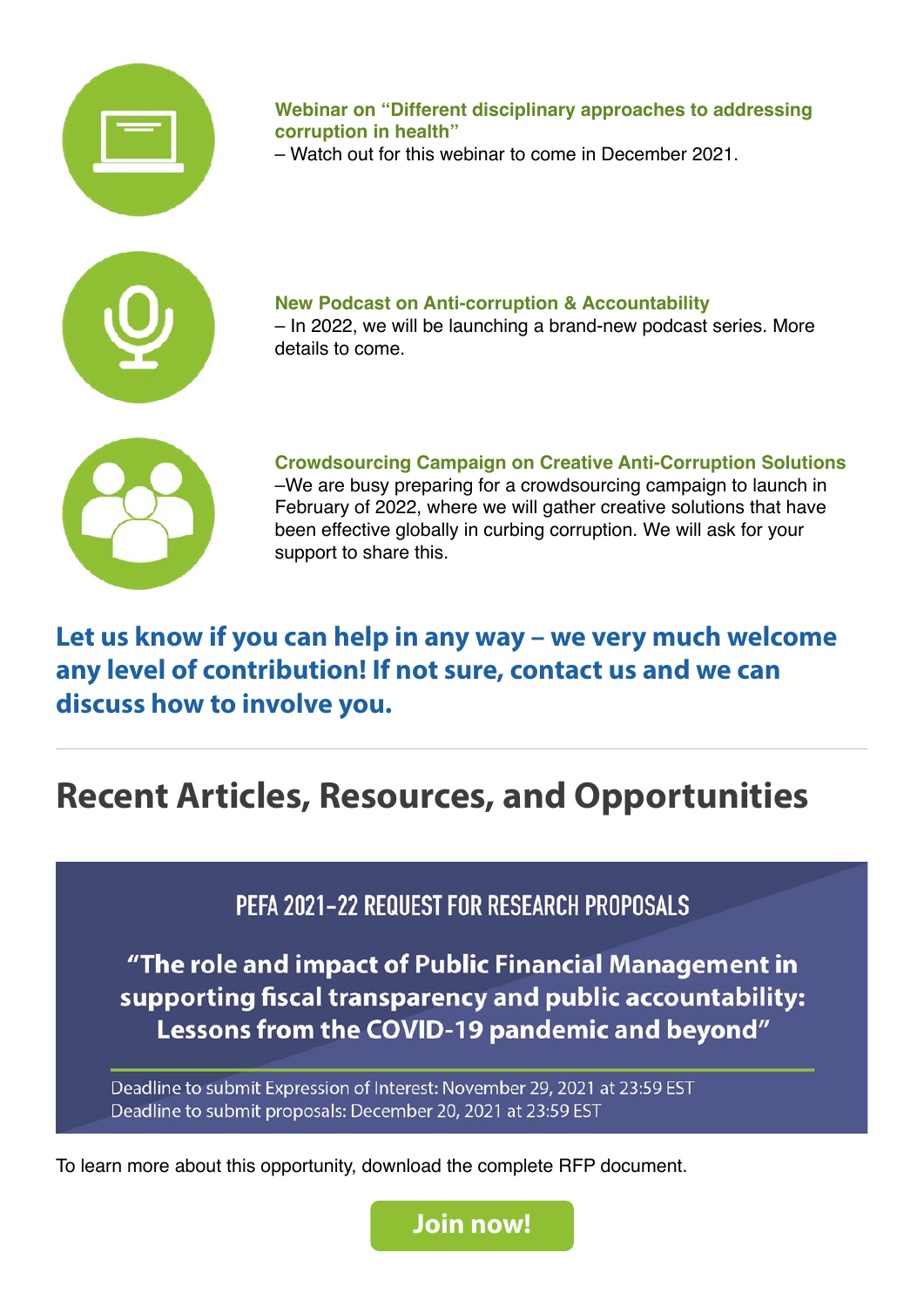**Webinar on "Different disciplinary approaches to addressing corruption in health"**
– Watch out for this webinar to come in December 2021.

**New Podcast on Anti-corruption & Accountability**
– In 2022, we will be launching a brand-new podcast series. More details to come.

**Crowdsourcing Campaign on Creative Anti-Corruption Solutions**
–We are busy preparing for a crowdsourcing campaign to launch in February of 2022, where we will gather creative solutions that have been effective globally in curbing corruption. We will ask for your support to share this.

**Let us know if you can help in any way – we very much welcome any level of contribution! If not sure, contact us and we can discuss how to involve you.**

---

## Recent Articles, Resources, and Opportunities

### PEFA 2021-22 REQUEST FOR RESEARCH PROPOSALS

**"The role and impact of Public Financial Management in supporting fiscal transparency and public accountability: Lessons from the COVID-19 pandemic and beyond"**

Deadline to submit Expression of Interest: November 29, 2021 at 23:59 EST
Deadline to submit proposals: December 20, 2021 at 23:59 EST

To learn more about this opportunity, download the complete RFP document.

**Join now!**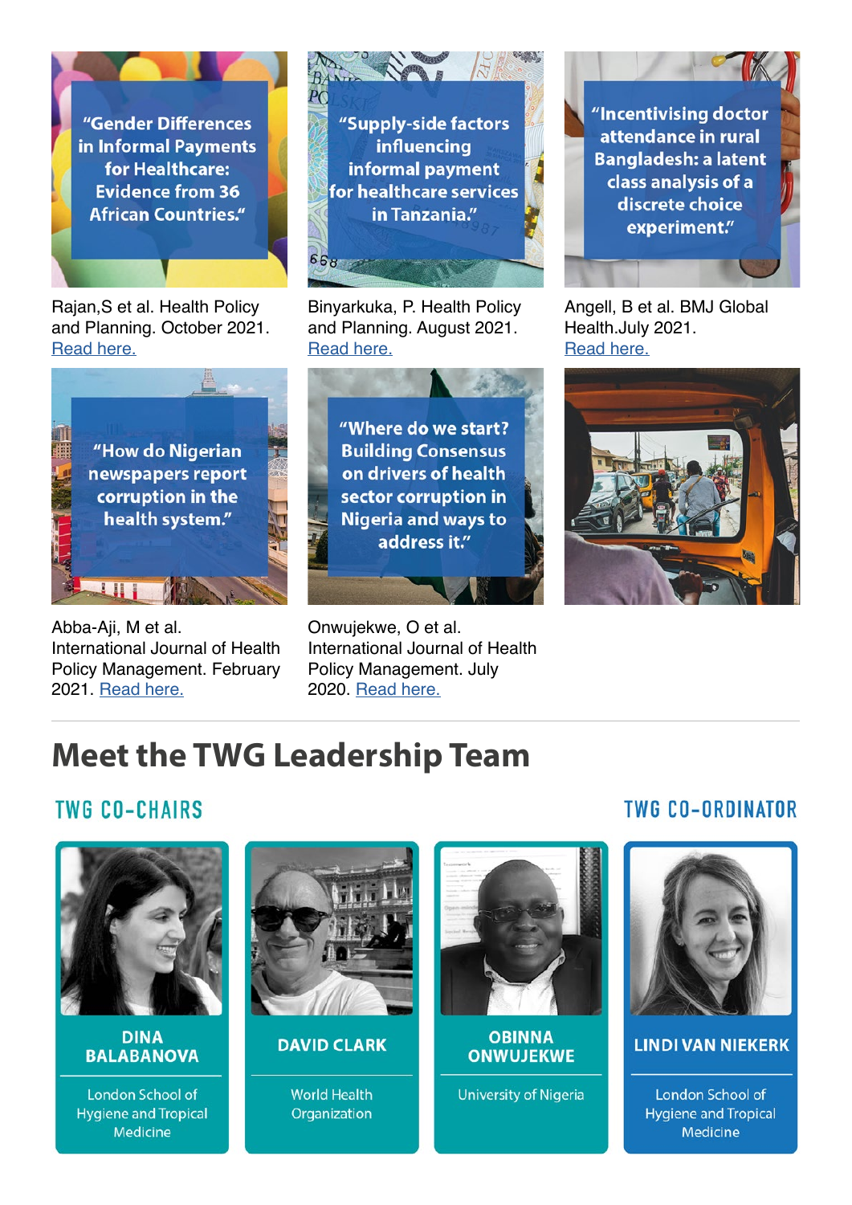"Gender Differences in Informal Payments for Healthcare: Evidence from 36 African Countries."

Rajan,S et al. Health Policy and Planning. October 2021. Read here.

"Supply-side factors influencing informal payment for healthcare services in Tanzania."

Binyarkuka, P. Health Policy and Planning. August 2021. Read here.

"Incentivising doctor attendance in rural Bangladesh: a latent class analysis of a discrete choice experiment."

Angell, B et al. BMJ Global Health.July 2021. Read here.

"How do Nigerian newspapers report corruption in the health system."

Abba-Aji, M et al. International Journal of Health Policy Management. February 2021. Read here.

"Where do we start? Building Consensus on drivers of health sector corruption in Nigeria and ways to address it."

Onwujekwe, O et al. International Journal of Health Policy Management. July 2020. Read here.

## Meet the TWG Leadership Team

### TWG CO-CHAIRS

**DINA BALABANOVA**

London School of Hygiene and Tropical Medicine

**DAVID CLARK**

World Health Organization

**OBINNA ONWUJEKWE**

University of Nigeria

### TWG CO-ORDINATOR

**LINDI VAN NIEKERK**

London School of Hygiene and Tropical Medicine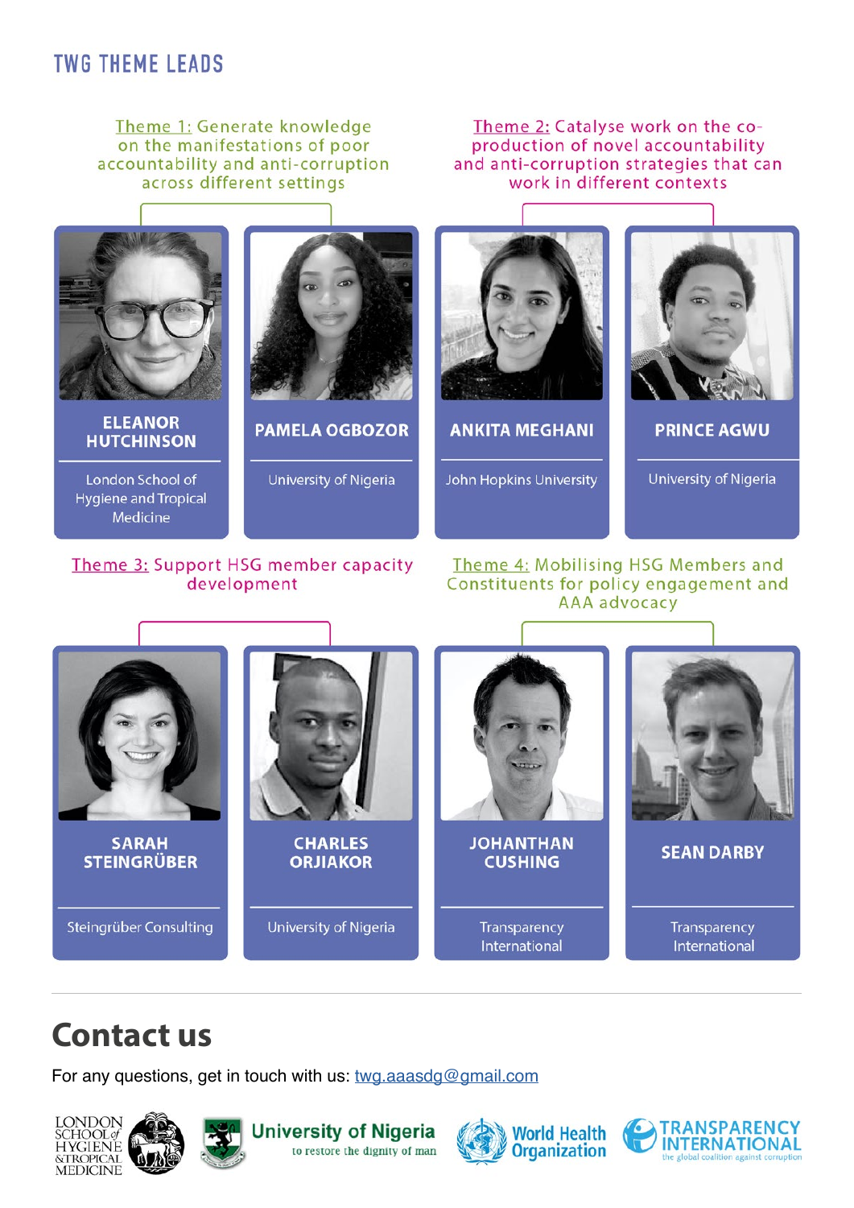## TWG THEME LEADS

**Theme 1:** Generate knowledge on the manifestations of poor accountability and anti-corruption across different settings

- **ELEANOR HUTCHINSON** — London School of Hygiene and Tropical Medicine
- **PAMELA OGBOZOR** — University of Nigeria

**Theme 2:** Catalyse work on the co-production of novel accountability and anti-corruption strategies that can work in different contexts

- **ANKITA MEGHANI** — John Hopkins University
- **PRINCE AGWU** — University of Nigeria

**Theme 3:** Support HSG member capacity development

- **SARAH STEINGRÜBER** — Steingrüber Consulting
- **CHARLES ORJIAKOR** — University of Nigeria

**Theme 4:** Mobilising HSG Members and Constituents for policy engagement and AAA advocacy

- **JOHANTHAN CUSHING** — Transparency International
- **SEAN DARBY** — Transparency International

# Contact us

For any questions, get in touch with us: twg.aaasdg@gmail.com

LONDON SCHOOL of HYGIENE &TROPICAL MEDICINE

University of Nigeria
to restore the dignity of man

World Health Organization

TRANSPARENCY INTERNATIONAL
the global coalition against corruption